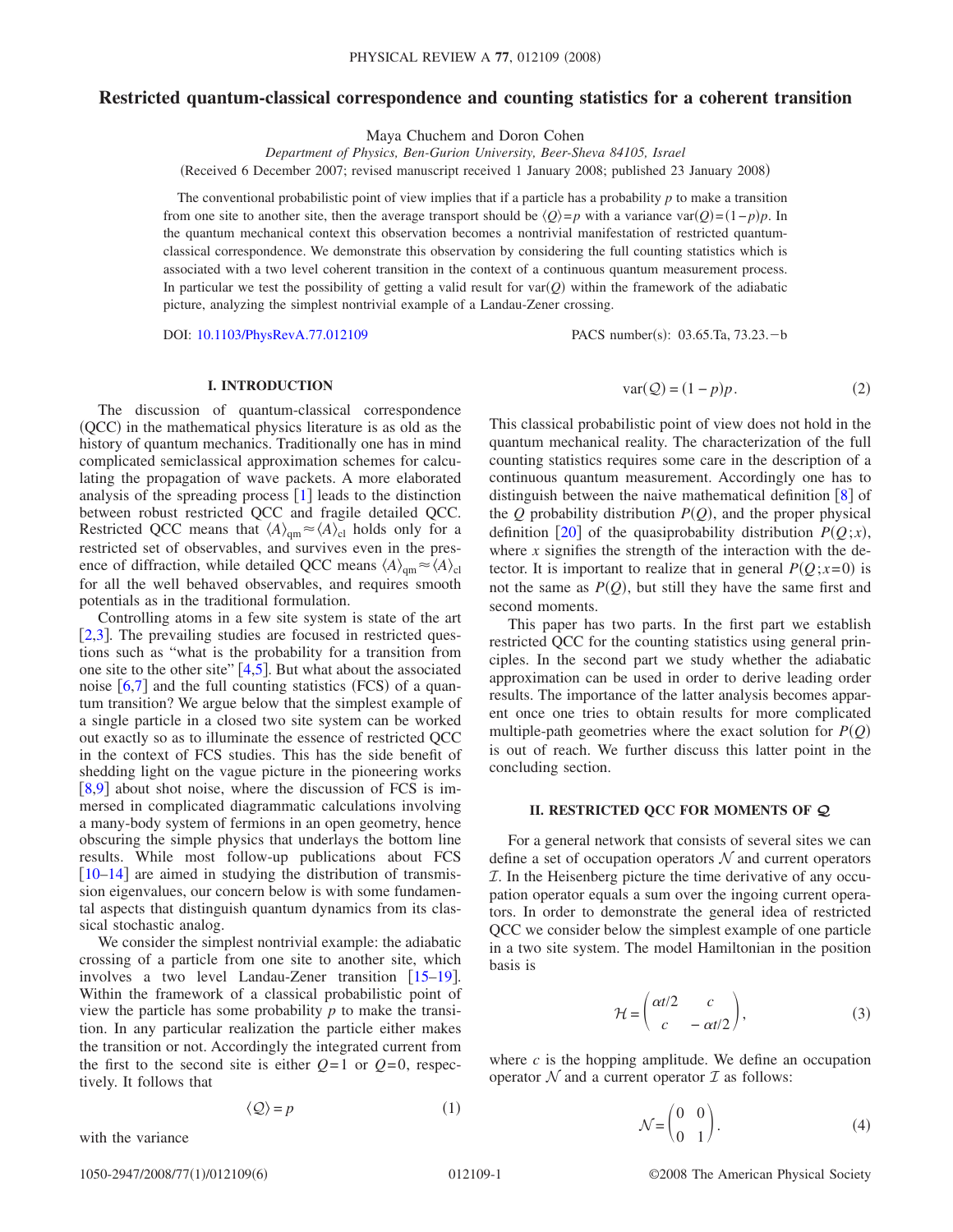# Restricted quantum-classical correspondence and counting statistics for a coherent transition

Maya Chuchem and Doron Cohen

*Department of Physics, Ben-Gurion University, Beer-Sheva 84105, Israel*

(Received 6 December 2007; revised manuscript received 1 January 2008; published 23 January 2008)

The conventional probabilistic point of view implies that if a particle has a probability $p$ to make a transition from one site to another site, then the average transport should be $\langle Q \rangle = p$ with a variance $\text{var}(Q) = (1-p)p$. In the quantum mechanical context this observation becomes a nontrivial manifestation of restricted quantum-classical correspondence. We demonstrate this observation by considering the full counting statistics which is associated with a two level coherent transition in the context of a continuous quantum measurement process. In particular we test the possibility of getting a valid result for $\text{var}(Q)$ within the framework of the adiabatic picture, analyzing the simplest nontrivial example of a Landau-Zener crossing.

DOI: 10.1103/PhysRevA.77.012109

PACS number(s): 03.65.Ta, 73.23.−b

## I. INTRODUCTION

The discussion of quantum-classical correspondence (QCC) in the mathematical physics literature is as old as the history of quantum mechanics. Traditionally one has in mind complicated semiclassical approximation schemes for calculating the propagation of wave packets. A more elaborated analysis of the spreading process [1] leads to the distinction between robust restricted QCC and fragile detailed QCC. Restricted QCC means that $\langle A \rangle_{\text{qm}} \approx \langle A \rangle_{\text{cl}}$ holds only for a restricted set of observables, and survives even in the presence of diffraction, while detailed QCC means $\langle A \rangle_{\text{qm}} \approx \langle A \rangle_{\text{cl}}$ for all the well behaved observables, and requires smooth potentials as in the traditional formulation.

Controlling atoms in a few site system is state of the art [2,3]. The prevailing studies are focused in restricted questions such as "what is the probability for a transition from one site to the other site" [4,5]. But what about the associated noise [6,7] and the full counting statistics (FCS) of a quantum transition? We argue below that the simplest example of a single particle in a closed two site system can be worked out exactly so as to illuminate the essence of restricted QCC in the context of FCS studies. This has the side benefit of shedding light on the vague picture in the pioneering works [8,9] about shot noise, where the discussion of FCS is immersed in complicated diagrammatic calculations involving a many-body system of fermions in an open geometry, hence obscuring the simple physics that underlays the bottom line results. While most follow-up publications about FCS [10–14] are aimed in studying the distribution of transmission eigenvalues, our concern below is with some fundamental aspects that distinguish quantum dynamics from its classical stochastic analog.

We consider the simplest nontrivial example: the adiabatic crossing of a particle from one site to another site, which involves a two level Landau-Zener transition [15–19]. Within the framework of a classical probabilistic point of view the particle has some probability $p$ to make the transition. In any particular realization the particle either makes the transition or not. Accordingly the integrated current from the first to the second site is either $Q=1$ or $Q=0$, respectively. It follows that

$$\langle Q \rangle = p \tag{1}$$

with the variance

$$\text{var}(Q) = (1-p)p. \tag{2}$$

This classical probabilistic point of view does not hold in the quantum mechanical reality. The characterization of the full counting statistics requires some care in the description of a continuous quantum measurement. Accordingly one has to distinguish between the naive mathematical definition [8] of the $Q$ probability distribution $P(Q)$, and the proper physical definition [20] of the quasiprobability distribution $P(Q;x)$, where $x$ signifies the strength of the interaction with the detector. It is important to realize that in general $P(Q;x=0)$ is not the same as $P(Q)$, but still they have the same first and second moments.

This paper has two parts. In the first part we establish restricted QCC for the counting statistics using general principles. In the second part we study whether the adiabatic approximation can be used in order to derive leading order results. The importance of the latter analysis becomes apparent once one tries to obtain results for more complicated multiple-path geometries where the exact solution for $P(Q)$ is out of reach. We further discuss this latter point in the concluding section.

## II. RESTRICTED QCC FOR MOMENTS OF $Q$

For a general network that consists of several sites we can define a set of occupation operators $\mathcal{N}$ and current operators $\mathcal{I}$. In the Heisenberg picture the time derivative of any occupation operator equals a sum over the ingoing current operators. In order to demonstrate the general idea of restricted QCC we consider below the simplest example of one particle in a two site system. The model Hamiltonian in the position basis is

$$\mathcal{H} = \begin{pmatrix} \alpha t/2 & c \\ c & -\alpha t/2 \end{pmatrix}, \tag{3}$$

where $c$ is the hopping amplitude. We define an occupation operator $\mathcal{N}$ and a current operator $\mathcal{I}$ as follows:

$$\mathcal{N} = \begin{pmatrix} 0 & 0 \\ 0 & 1 \end{pmatrix}. \tag{4}$$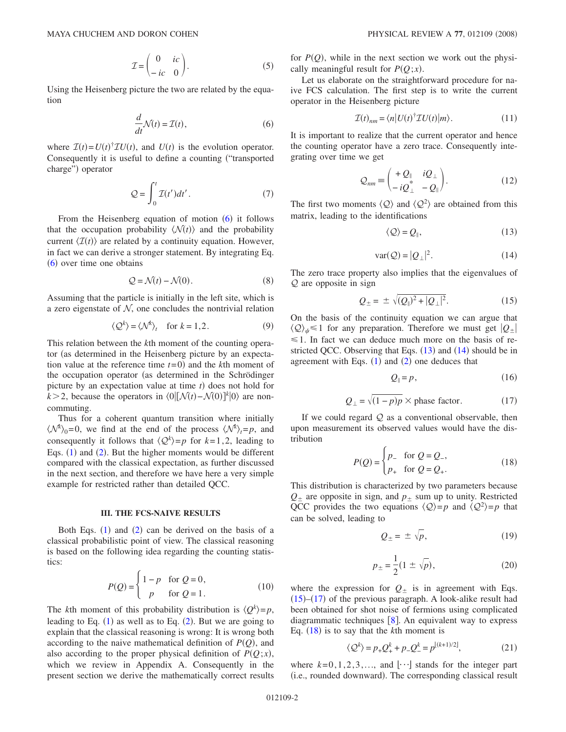$$
\mathcal{I} = \begin{pmatrix} 0 & ic \\ -ic & 0 \end{pmatrix}. \tag{5}
$$

Using the Heisenberg picture the two are related by the equation

$$
\frac{d}{dt}\mathcal{N}(t) = \mathcal{I}(t), \tag{6}
$$

where $\mathcal{I}(t) = U(t)^{\dagger}\mathcal{I}U(t)$, and $U(t)$ is the evolution operator. Consequently it is useful to define a counting ("transported charge") operator

$$
\mathcal{Q} = \int_0^t \mathcal{I}(t')dt'. \tag{7}
$$

From the Heisenberg equation of motion (6) it follows that the occupation probability $\langle \mathcal{N}(t) \rangle$ and the probability current $\langle \mathcal{I}(t) \rangle$ are related by a continuity equation. However, in fact we can derive a stronger statement. By integrating Eq. (6) over time one obtains

$$
\mathcal{Q} = \mathcal{N}(t) - \mathcal{N}(0). \tag{8}
$$

Assuming that the particle is initially in the left site, which is a zero eigenstate of $\mathcal{N}$, one concludes the nontrivial relation

$$
\langle \mathcal{Q}^k \rangle = \langle \mathcal{N}^k \rangle_t \quad \text{for } k = 1,2. \tag{9}
$$

This relation between the $k$th moment of the counting operator (as determined in the Heisenberg picture by an expectation value at the reference time $t=0$) and the $k$th moment of the occupation operator (as determined in the Schrödinger picture by an expectation value at time $t$) does not hold for $k > 2$, because the operators in $\langle 0 | [\mathcal{N}(t) - \mathcal{N}(0)]^k | 0 \rangle$ are noncommuting.

Thus for a coherent quantum transition where initially $\langle \mathcal{N}^k \rangle_0 = 0$, we find at the end of the process $\langle \mathcal{N}^k \rangle_t = p$, and consequently it follows that $\langle \mathcal{Q}^k \rangle = p$ for $k = 1,2$, leading to Eqs. (1) and (2). But the higher moments would be different compared with the classical expectation, as further discussed in the next section, and therefore we have here a very simple example for restricted rather than detailed QCC.

## III. THE FCS-NAIVE RESULTS

Both Eqs. (1) and (2) can be derived on the basis of a classical probabilistic point of view. The classical reasoning is based on the following idea regarding the counting statistics:

$$
P(Q) = \begin{cases} 1 - p & \text{for } Q = 0, \\ p & \text{for } Q = 1. \end{cases} \tag{10}
$$

The $k$th moment of this probability distribution is $\langle Q^k \rangle = p$, leading to Eq. (1) as well as to Eq. (2). But we are going to explain that the classical reasoning is wrong: It is wrong both according to the naive mathematical definition of $P(Q)$, and also according to the proper physical definition of $P(Q;x)$, which we review in Appendix A. Consequently in the present section we derive the mathematically correct results for $P(Q)$, while in the next section we work out the physically meaningful result for $P(Q;x)$.

Let us elaborate on the straightforward procedure for naive FCS calculation. The first step is to write the current operator in the Heisenberg picture

$$
\mathcal{I}(t)_{nm} = \langle n | U(t)^{\dagger} \mathcal{I} U(t) | m \rangle. \tag{11}
$$

It is important to realize that the current operator and hence the counting operator have a zero trace. Consequently integrating over time we get

$$
\mathcal{Q}_{nm} \equiv \begin{pmatrix} +Q_{\parallel} & iQ_{\perp} \\ -iQ_{\perp}^{*} & -Q_{\parallel} \end{pmatrix}. \tag{12}
$$

The first two moments $\langle \mathcal{Q} \rangle$ and $\langle \mathcal{Q}^2 \rangle$ are obtained from this matrix, leading to the identifications

$$
\langle \mathcal{Q} \rangle = Q_{\parallel}, \tag{13}
$$

$$
\text{var}(\mathcal{Q}) = |Q_{\perp}|^2. \tag{14}
$$

The zero trace property also implies that the eigenvalues of $\mathcal{Q}$ are opposite in sign

$$
Q_{\pm} = \pm \sqrt{(Q_{\parallel})^2 + |Q_{\perp}|^2}. \tag{15}
$$

On the basis of the continuity equation we can argue that $\langle \mathcal{Q} \rangle_{\psi} \leq 1$ for any preparation. Therefore we must get $|Q_{\pm}| \leq 1$. In fact we can deduce much more on the basis of restricted QCC. Observing that Eqs. (13) and (14) should be in agreement with Eqs. (1) and (2) one deduces that

$$
Q_{\parallel} = p, \tag{16}
$$

$$
Q_{\perp} = \sqrt{(1-p)p} \times \text{phase factor}. \tag{17}
$$

If we could regard $\mathcal{Q}$ as a conventional observable, then upon measurement its observed values would have the distribution

$$
P(Q) = \begin{cases} p_- & \text{for } Q = Q_-, \\ p_+ & \text{for } Q = Q_+. \end{cases} \tag{18}
$$

This distribution is characterized by two parameters because $Q_{\pm}$ are opposite in sign, and $p_{\pm}$ sum up to unity. Restricted QCC provides the two equations $\langle \mathcal{Q} \rangle = p$ and $\langle \mathcal{Q}^2 \rangle = p$ that can be solved, leading to

$$
Q_{\pm} = \pm \sqrt{p}, \tag{19}
$$

$$
p_{\pm} = \frac{1}{2}(1 \pm \sqrt{p}), \tag{20}
$$

where the expression for $Q_{\pm}$ is in agreement with Eqs. (15)–(17) of the previous paragraph. A look-alike result had been obtained for shot noise of fermions using complicated diagrammatic techniques [8]. An equivalent way to express Eq. (18) is to say that the $k$th moment is

$$
\langle \mathcal{Q}^k \rangle = p_+ Q_+^k + p_- Q_-^k = p^{\lfloor (k+1)/2 \rfloor}, \tag{21}
$$

where $k = 0,1,2,3,\ldots$, and $\lfloor \cdots \rfloor$ stands for the integer part (i.e., rounded downward). The corresponding classical result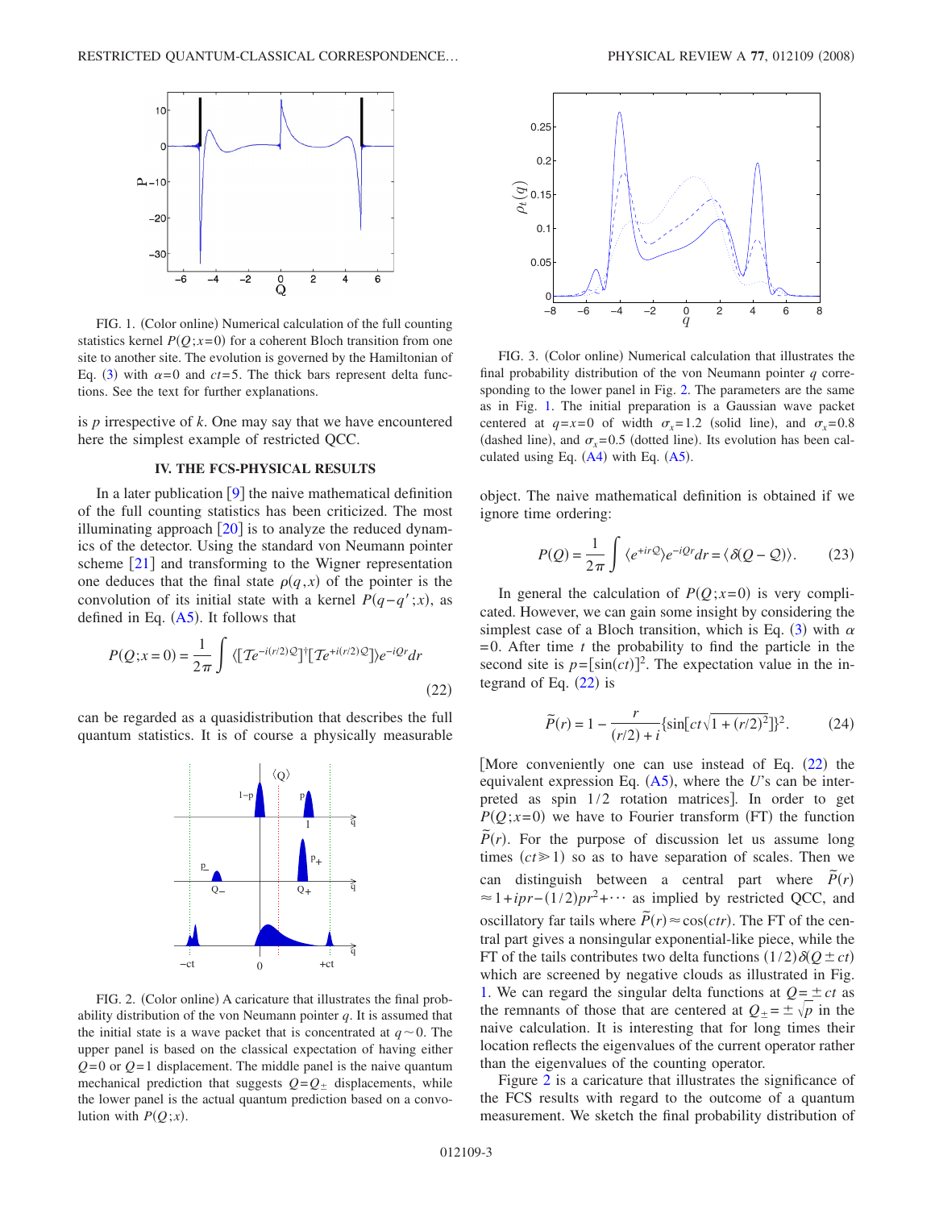FIG. 1. (Color online) Numerical calculation of the full counting statistics kernel $P(Q;x=0)$ for a coherent Bloch transition from one site to another site. The evolution is governed by the Hamiltonian of Eq. (3) with $\alpha=0$ and $ct=5$. The thick bars represent delta functions. See the text for further explanations.

is $p$ irrespective of $k$. One may say that we have encountered here the simplest example of restricted QCC.

## IV. THE FCS-PHYSICAL RESULTS

In a later publication [9] the naive mathematical definition of the full counting statistics has been criticized. The most illuminating approach [20] is to analyze the reduced dynamics of the detector. Using the standard von Neumann pointer scheme [21] and transforming to the Wigner representation one deduces that the final state $\rho(q,x)$ of the pointer is the convolution of its initial state with a kernel $P(q-q';x)$, as defined in Eq. (A5). It follows that

$$P(Q;x=0) = \frac{1}{2\pi}\int \langle [\mathcal{T}e^{-i(r/2)\mathcal{Q}}]^{\dagger}[\mathcal{T}e^{+i(r/2)\mathcal{Q}}]\rangle e^{-iQr}dr \tag{22}$$

can be regarded as a quasidistribution that describes the full quantum statistics. It is of course a physically measurable object. The naive mathematical definition is obtained if we ignore time ordering:

$$P(Q) = \frac{1}{2\pi}\int \langle e^{+ir\mathcal{Q}}\rangle e^{-iQr}dr = \langle \delta(Q-\mathcal{Q})\rangle . \tag{23}$$

In general the calculation of $P(Q;x=0)$ is very complicated. However, we can gain some insight by considering the simplest case of a Bloch transition, which is Eq. (3) with $\alpha=0$. After time $t$ the probability to find the particle in the second site is $p=[\sin(ct)]^2$. The expectation value in the integrand of Eq. (22) is

$$\tilde{P}(r) = 1 - \frac{r}{(r/2)+i}\{\sin[ct\sqrt{1+(r/2)^2}]\}^2. \tag{24}$$

[More conveniently one can use instead of Eq. (22) the equivalent expression Eq. (A5), where the $U$'s can be interpreted as spin 1/2 rotation matrices]. In order to get $P(Q;x=0)$ we have to Fourier transform (FT) the function $\tilde{P}(r)$. For the purpose of discussion let us assume long times ($ct \gg 1$) so as to have separation of scales. Then we can distinguish between a central part where $\tilde{P}(r) \approx 1+ipr-(1/2)pr^2+\cdots$ as implied by restricted QCC, and oscillatory far tails where $\tilde{P}(r)\approx \cos(ctr)$. The FT of the central part gives a nonsingular exponential-like piece, while the FT of the tails contributes two delta functions $(1/2)\delta(Q\pm ct)$ which are screened by negative clouds as illustrated in Fig. 1. We can regard the singular delta functions at $Q=\pm ct$ as the remnants of those that are centered at $Q_{\pm}=\pm\sqrt{p}$ in the naive calculation. It is interesting that for long times their location reflects the eigenvalues of the current operator rather than the eigenvalues of the counting operator.

Figure 2 is a caricature that illustrates the significance of the FCS results with regard to the outcome of a quantum measurement. We sketch the final probability distribution of

FIG. 2. (Color online) A caricature that illustrates the final probability distribution of the von Neumann pointer $q$. It is assumed that the initial state is a wave packet that is concentrated at $q\sim 0$. The upper panel is based on the classical expectation of having either $Q=0$ or $Q=1$ displacement. The middle panel is the naive quantum mechanical prediction that suggests $Q=Q_{\pm}$ displacements, while the lower panel is the actual quantum prediction based on a convolution with $P(Q;x)$.

FIG. 3. (Color online) Numerical calculation that illustrates the final probability distribution of the von Neumann pointer $q$ corresponding to the lower panel in Fig. 2. The parameters are the same as in Fig. 1. The initial preparation is a Gaussian wave packet centered at $q=x=0$ of width $\sigma_x=1.2$ (solid line), and $\sigma_x=0.8$ (dashed line), and $\sigma_x=0.5$ (dotted line). Its evolution has been calculated using Eq. (A4) with Eq. (A5).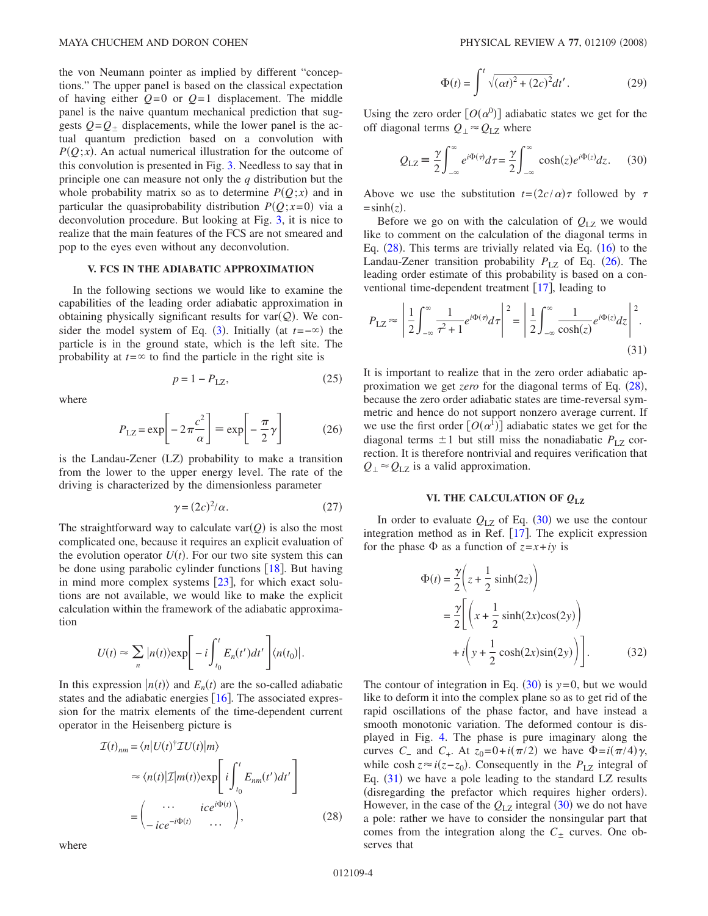the von Neumann pointer as implied by different "conceptions." The upper panel is based on the classical expectation of having either $Q=0$ or $Q=1$ displacement. The middle panel is the naive quantum mechanical prediction that suggests $Q=Q_{\pm}$ displacements, while the lower panel is the actual quantum prediction based on a convolution with $P(Q;x)$. An actual numerical illustration for the outcome of this convolution is presented in Fig. 3. Needless to say that in principle one can measure not only the $q$ distribution but the whole probability matrix so as to determine $P(Q;x)$ and in particular the quasiprobability distribution $P(Q;x=0)$ via a deconvolution procedure. But looking at Fig. 3, it is nice to realize that the main features of the FCS are not smeared and pop to the eyes even without any deconvolution.

## V. FCS IN THE ADIABATIC APPROXIMATION

In the following sections we would like to examine the capabilities of the leading order adiabatic approximation in obtaining physically significant results for $\mathrm{var}(\mathcal{Q})$. We consider the model system of Eq. (3). Initially (at $t=-\infty$) the particle is in the ground state, which is the left site. The probability at $t=\infty$ to find the particle in the right site is

$$p = 1 - P_{\mathrm{LZ}}, \tag{25}$$

where

$$P_{\mathrm{LZ}} = \exp\left[-2\pi\frac{c^2}{\alpha}\right] \equiv \exp\left[-\frac{\pi}{2}\gamma\right] \tag{26}$$

is the Landau-Zener (LZ) probability to make a transition from the lower to the upper energy level. The rate of the driving is characterized by the dimensionless parameter

$$\gamma = (2c)^2/\alpha. \tag{27}$$

The straightforward way to calculate $\mathrm{var}(Q)$ is also the most complicated one, because it requires an explicit evaluation of the evolution operator $U(t)$. For our two site system this can be done using parabolic cylinder functions [18]. But having in mind more complex systems [23], for which exact solutions are not available, we would like to make the explicit calculation within the framework of the adiabatic approximation

$$U(t) \approx \sum_n |n(t)\rangle \exp\left[-i\int_{t_0}^{t} E_n(t')dt'\right]\langle n(t_0)|.$$

In this expression $|n(t)\rangle$ and $E_n(t)$ are the so-called adiabatic states and the adiabatic energies [16]. The associated expression for the matrix elements of the time-dependent current operator in the Heisenberg picture is

$$\begin{aligned}
\mathcal{I}(t)_{nm} &= \langle n|U(t)^{\dagger}\mathcal{I}U(t)|m\rangle \\
&\approx \langle n(t)|\mathcal{I}|m(t)\rangle \exp\left[i\int_{t_0}^{t} E_{nm}(t')dt'\right] \\
&= \begin{pmatrix} \cdots & ice^{i\Phi(t)} \\ -ice^{-i\Phi(t)} & \cdots \end{pmatrix},
\end{aligned} \tag{28}$$

where

$$\Phi(t) = \int^{t} \sqrt{(\alpha t)^2 + (2c)^2}\,dt'. \tag{29}$$

Using the zero order $[O(\alpha^0)]$ adiabatic states we get for the off diagonal terms $Q_{\perp} \approx Q_{\mathrm{LZ}}$ where

$$Q_{\mathrm{LZ}} \equiv \frac{\gamma}{2}\int_{-\infty}^{\infty} e^{i\Phi(\tau)}d\tau = \frac{\gamma}{2}\int_{-\infty}^{\infty} \cosh(z)e^{i\Phi(z)}dz. \tag{30}$$

Above we use the substitution $t=(2c/\alpha)\tau$ followed by $\tau = \sinh(z)$.

Before we go on with the calculation of $Q_{\mathrm{LZ}}$ we would like to comment on the calculation of the diagonal terms in Eq. (28). This terms are trivially related via Eq. (16) to the Landau-Zener transition probability $P_{\mathrm{LZ}}$ of Eq. (26). The leading order estimate of this probability is based on a conventional time-dependent treatment [17], leading to

$$P_{\mathrm{LZ}} \approx \left|\frac{1}{2}\int_{-\infty}^{\infty}\frac{1}{\tau^2+1}e^{i\Phi(\tau)}d\tau\right|^2 = \left|\frac{1}{2}\int_{-\infty}^{\infty}\frac{1}{\cosh(z)}e^{i\Phi(z)}dz\right|^2. \tag{31}$$

It is important to realize that in the zero order adiabatic approximation we get *zero* for the diagonal terms of Eq. (28), because the zero order adiabatic states are time-reversal symmetric and hence do not support nonzero average current. If we use the first order $[O(\alpha^1)]$ adiabatic states we get for the diagonal terms $\pm 1$ but still miss the nonadiabatic $P_{\mathrm{LZ}}$ correction. It is therefore nontrivial and requires verification that $Q_{\perp} \approx Q_{\mathrm{LZ}}$ is a valid approximation.

## VI. THE CALCULATION OF $Q_{\mathrm{LZ}}$

In order to evaluate $Q_{\mathrm{LZ}}$ of Eq. (30) we use the contour integration method as in Ref. [17]. The explicit expression for the phase $\Phi$ as a function of $z=x+iy$ is

$$\begin{aligned}
\Phi(t) &= \frac{\gamma}{2}\left(z + \frac{1}{2}\sinh(2z)\right) \\
&= \frac{\gamma}{2}\left[\left(x + \frac{1}{2}\sinh(2x)\cos(2y)\right)\right. \\
&\quad \left. + i\left(y + \frac{1}{2}\cosh(2x)\sin(2y)\right)\right].
\end{aligned} \tag{32}$$

The contour of integration in Eq. (30) is $y=0$, but we would like to deform it into the complex plane so as to get rid of the rapid oscillations of the phase factor, and have instead a smooth monotonic variation. The deformed contour is displayed in Fig. 4. The phase is pure imaginary along the curves $C_-$ and $C_+$. At $z_0 = 0 + i(\pi/2)$ we have $\Phi = i(\pi/4)\gamma$, while $\cosh z \approx i(z-z_0)$. Consequently in the $P_{\mathrm{LZ}}$ integral of Eq. (31) we have a pole leading to the standard LZ results (disregarding the prefactor which requires higher orders). However, in the case of the $Q_{\mathrm{LZ}}$ integral (30) we do not have a pole: rather we have to consider the nonsingular part that comes from the integration along the $C_{\pm}$ curves. One observes that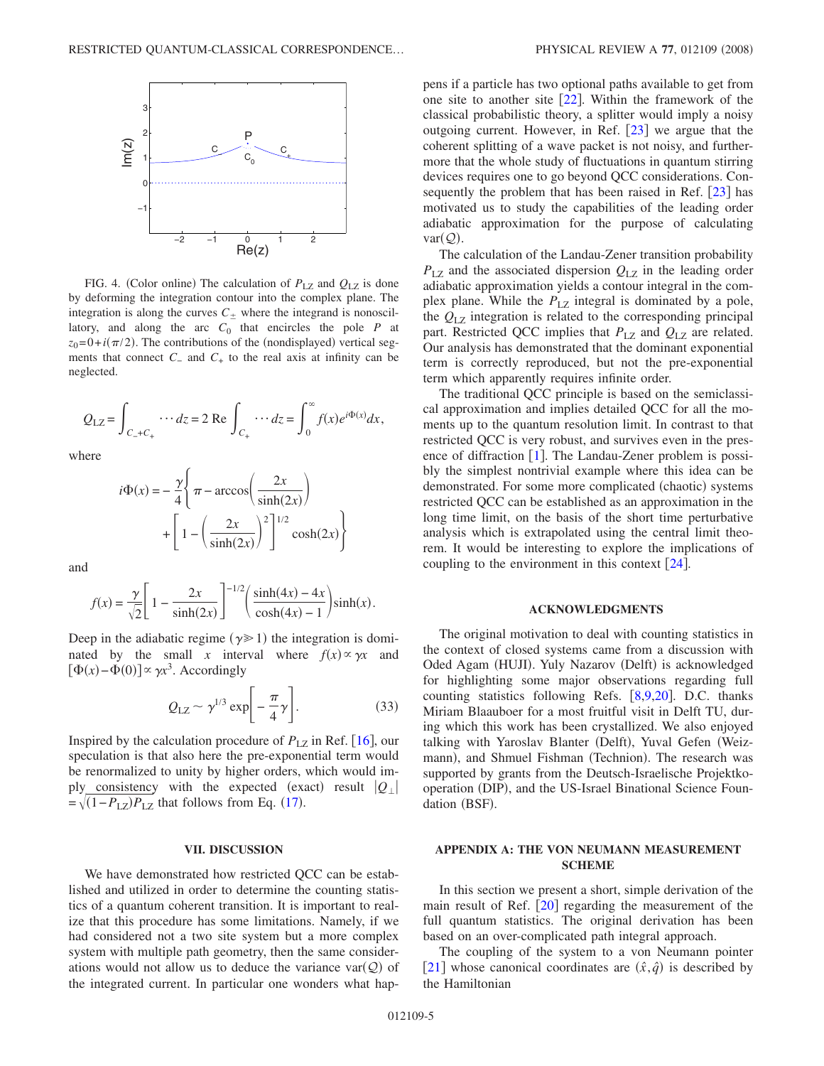FIG. 4. (Color online) The calculation of $P_{\rm LZ}$ and $Q_{\rm LZ}$ is done by deforming the integration contour into the complex plane. The integration is along the curves $C_\pm$ where the integrand is nonoscillatory, and along the arc $C_0$ that encircles the pole $P$ at $z_0 = 0 + i(\pi/2)$. The contributions of the (nondisplayed) vertical segments that connect $C_-$ and $C_+$ to the real axis at infinity can be neglected.

$$
Q_{\rm LZ} = \int_{C_- + C_+} \cdots dz = 2\,\mathrm{Re}\int_{C_+} \cdots dz = \int_0^\infty f(x) e^{i\Phi(x)} dx,
$$

where

$$
i\Phi(x) = -\frac{\gamma}{4}\left\{\pi - \arccos\left(\frac{2x}{\sinh(2x)}\right) + \left[1 - \left(\frac{2x}{\sinh(2x)}\right)^2\right]^{1/2}\cosh(2x)\right\}
$$

and

$$
f(x) = \frac{\gamma}{\sqrt{2}}\left[1 - \frac{2x}{\sinh(2x)}\right]^{-1/2}\left(\frac{\sinh(4x) - 4x}{\cosh(4x) - 1}\right)\sinh(x).
$$

Deep in the adiabatic regime ($\gamma \gg 1$) the integration is dominated by the small $x$ interval where $f(x) \propto \gamma x$ and $[\Phi(x) - \Phi(0)] \propto \gamma x^3$. Accordingly

$$
Q_{\rm LZ} \sim \gamma^{1/3} \exp\left[-\frac{\pi}{4}\gamma\right]. \tag{33}
$$

Inspired by the calculation procedure of $P_{\rm LZ}$ in Ref. [16], our speculation is that also here the pre-exponential term would be renormalized to unity by higher orders, which would imply consistency with the expected (exact) result $|Q_\perp| = \sqrt{(1 - P_{\rm LZ})P_{\rm LZ}}$ that follows from Eq. (17).

## VII. DISCUSSION

We have demonstrated how restricted QCC can be established and utilized in order to determine the counting statistics of a quantum coherent transition. It is important to realize that this procedure has some limitations. Namely, if we had considered not a two site system but a more complex system with multiple path geometry, then the same considerations would not allow us to deduce the variance $\mathrm{var}(\mathcal{Q})$ of the integrated current. In particular one wonders what happens if a particle has two optional paths available to get from one site to another site [22]. Within the framework of the classical probabilistic theory, a splitter would imply a noisy outgoing current. However, in Ref. [23] we argue that the coherent splitting of a wave packet is not noisy, and furthermore that the whole study of fluctuations in quantum stirring devices requires one to go beyond QCC considerations. Consequently the problem that has been raised in Ref. [23] has motivated us to study the capabilities of the leading order adiabatic approximation for the purpose of calculating $\mathrm{var}(\mathcal{Q})$.

The calculation of the Landau-Zener transition probability $P_{\rm LZ}$ and the associated dispersion $Q_{\rm LZ}$ in the leading order adiabatic approximation yields a contour integral in the complex plane. While the $P_{\rm LZ}$ integral is dominated by a pole, the $Q_{\rm LZ}$ integration is related to the corresponding principal part. Restricted QCC implies that $P_{\rm LZ}$ and $Q_{\rm LZ}$ are related. Our analysis has demonstrated that the dominant exponential term is correctly reproduced, but not the pre-exponential term which apparently requires infinite order.

The traditional QCC principle is based on the semiclassical approximation and implies detailed QCC for all the moments up to the quantum resolution limit. In contrast to that restricted QCC is very robust, and survives even in the presence of diffraction [1]. The Landau-Zener problem is possibly the simplest nontrivial example where this idea can be demonstrated. For some more complicated (chaotic) systems restricted QCC can be established as an approximation in the long time limit, on the basis of the short time perturbative analysis which is extrapolated using the central limit theorem. It would be interesting to explore the implications of coupling to the environment in this context [24].

## ACKNOWLEDGMENTS

The original motivation to deal with counting statistics in the context of closed systems came from a discussion with Oded Agam (HUJI). Yuly Nazarov (Delft) is acknowledged for highlighting some major observations regarding full counting statistics following Refs. [8,9,20]. D.C. thanks Miriam Blaauboer for a most fruitful visit in Delft TU, during which this work has been crystallized. We also enjoyed talking with Yaroslav Blanter (Delft), Yuval Gefen (Weizmann), and Shmuel Fishman (Technion). The research was supported by grants from the Deutsch-Israelische Projektkooperation (DIP), and the US-Israel Binational Science Foundation (BSF).

## APPENDIX A: THE VON NEUMANN MEASUREMENT SCHEME

In this section we present a short, simple derivation of the main result of Ref. [20] regarding the measurement of the full quantum statistics. The original derivation has been based on an over-complicated path integral approach.

The coupling of the system to a von Neumann pointer [21] whose canonical coordinates are $(\hat{x}, \hat{q})$ is described by the Hamiltonian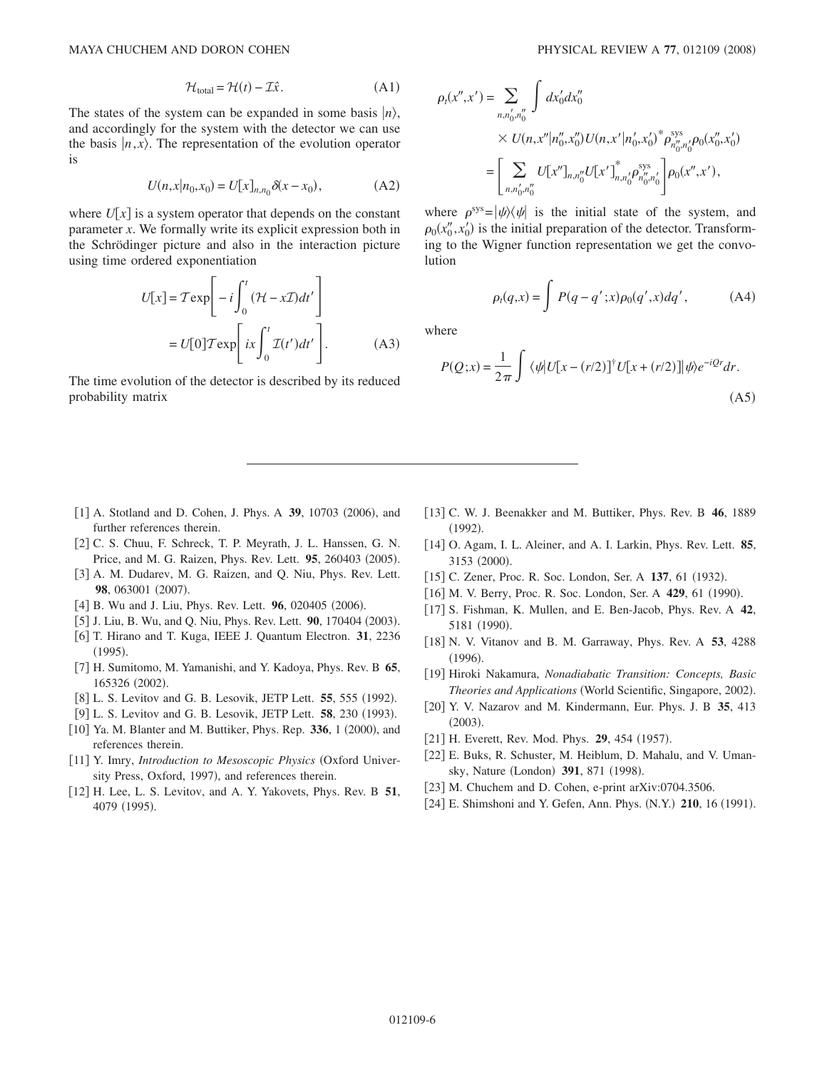$$\mathcal{H}_{\text{total}} = \mathcal{H}(t) - \mathcal{I}\hat{x}. \tag{A1}$$

The states of the system can be expanded in some basis $|n\rangle$, and accordingly for the system with the detector we can use the basis $|n,x\rangle$. The representation of the evolution operator is

$$U(n,x|n_0,x_0) = U[x]_{n,n_0}\delta(x - x_0), \tag{A2}$$

where $U[x]$ is a system operator that depends on the constant parameter $x$. We formally write its explicit expression both in the Schrödinger picture and also in the interaction picture using time ordered exponentiation

$$\begin{aligned} U[x] &= \mathcal{T}\exp\left[-i\int_0^t (\mathcal{H} - x\mathcal{I})dt'\right] \\ &= U[0]\mathcal{T}\exp\left[ix\int_0^t \mathcal{I}(t')dt'\right]. \end{aligned} \tag{A3}$$

The time evolution of the detector is described by its reduced probability matrix

$$\begin{aligned} \rho_t(x'',x') &= \sum_{n,n_0',n_0''} \int dx_0' dx_0'' \\ &\quad \times U(n,x''|n_0'',x_0'')U(n,x'|n_0',x_0')^* \rho^{\text{sys}}_{n_0'',n_0'}\rho_0(x_0'',x_0') \\ &= \left[\sum_{n,n_0',n_0''} U[x'']_{n,n_0''}U[x']^*_{n,n_0'}\rho^{\text{sys}}_{n_0'',n_0'}\right]\rho_0(x'',x'), \end{aligned}$$

where $\rho^{\text{sys}} = |\psi\rangle\langle\psi|$ is the initial state of the system, and $\rho_0(x_0'',x_0')$ is the initial preparation of the detector. Transforming to the Wigner function representation we get the convolution

$$\rho_t(q,x) = \int P(q - q';x)\rho_0(q',x)dq', \tag{A4}$$

where

$$P(Q;x) = \frac{1}{2\pi}\int \langle\psi|U[x - (r/2)]^{\dagger}U[x + (r/2)]|\psi\rangle e^{-iQr}dr. \tag{A5}$$

---

[1] A. Stotland and D. Cohen, J. Phys. A **39**, 10703 (2006), and further references therein.

[2] C. S. Chuu, F. Schreck, T. P. Meyrath, J. L. Hanssen, G. N. Price, and M. G. Raizen, Phys. Rev. Lett. **95**, 260403 (2005).

[3] A. M. Dudarev, M. G. Raizen, and Q. Niu, Phys. Rev. Lett. **98**, 063001 (2007).

[4] B. Wu and J. Liu, Phys. Rev. Lett. **96**, 020405 (2006).

[5] J. Liu, B. Wu, and Q. Niu, Phys. Rev. Lett. **90**, 170404 (2003).

[6] T. Hirano and T. Kuga, IEEE J. Quantum Electron. **31**, 2236 (1995).

[7] H. Sumitomo, M. Yamanishi, and Y. Kadoya, Phys. Rev. B **65**, 165326 (2002).

[8] L. S. Levitov and G. B. Lesovik, JETP Lett. **55**, 555 (1992).

[9] L. S. Levitov and G. B. Lesovik, JETP Lett. **58**, 230 (1993).

[10] Ya. M. Blanter and M. Buttiker, Phys. Rep. **336**, 1 (2000), and references therein.

[11] Y. Imry, *Introduction to Mesoscopic Physics* (Oxford University Press, Oxford, 1997), and references therein.

[12] H. Lee, L. S. Levitov, and A. Y. Yakovets, Phys. Rev. B **51**, 4079 (1995).

[13] C. W. J. Beenakker and M. Buttiker, Phys. Rev. B **46**, 1889 (1992).

[14] O. Agam, I. L. Aleiner, and A. I. Larkin, Phys. Rev. Lett. **85**, 3153 (2000).

[15] C. Zener, Proc. R. Soc. London, Ser. A **137**, 61 (1932).

[16] M. V. Berry, Proc. R. Soc. London, Ser. A **429**, 61 (1990).

[17] S. Fishman, K. Mullen, and E. Ben-Jacob, Phys. Rev. A **42**, 5181 (1990).

[18] N. V. Vitanov and B. M. Garraway, Phys. Rev. A **53**, 4288 (1996).

[19] Hiroki Nakamura, *Nonadiabatic Transition: Concepts, Basic Theories and Applications* (World Scientific, Singapore, 2002).

[20] Y. V. Nazarov and M. Kindermann, Eur. Phys. J. B **35**, 413 (2003).

[21] H. Everett, Rev. Mod. Phys. **29**, 454 (1957).

[22] E. Buks, R. Schuster, M. Heiblum, D. Mahalu, and V. Umansky, Nature (London) **391**, 871 (1998).

[23] M. Chuchem and D. Cohen, e-print arXiv:0704.3506.

[24] E. Shimshoni and Y. Gefen, Ann. Phys. (N.Y.) **210**, 16 (1991).